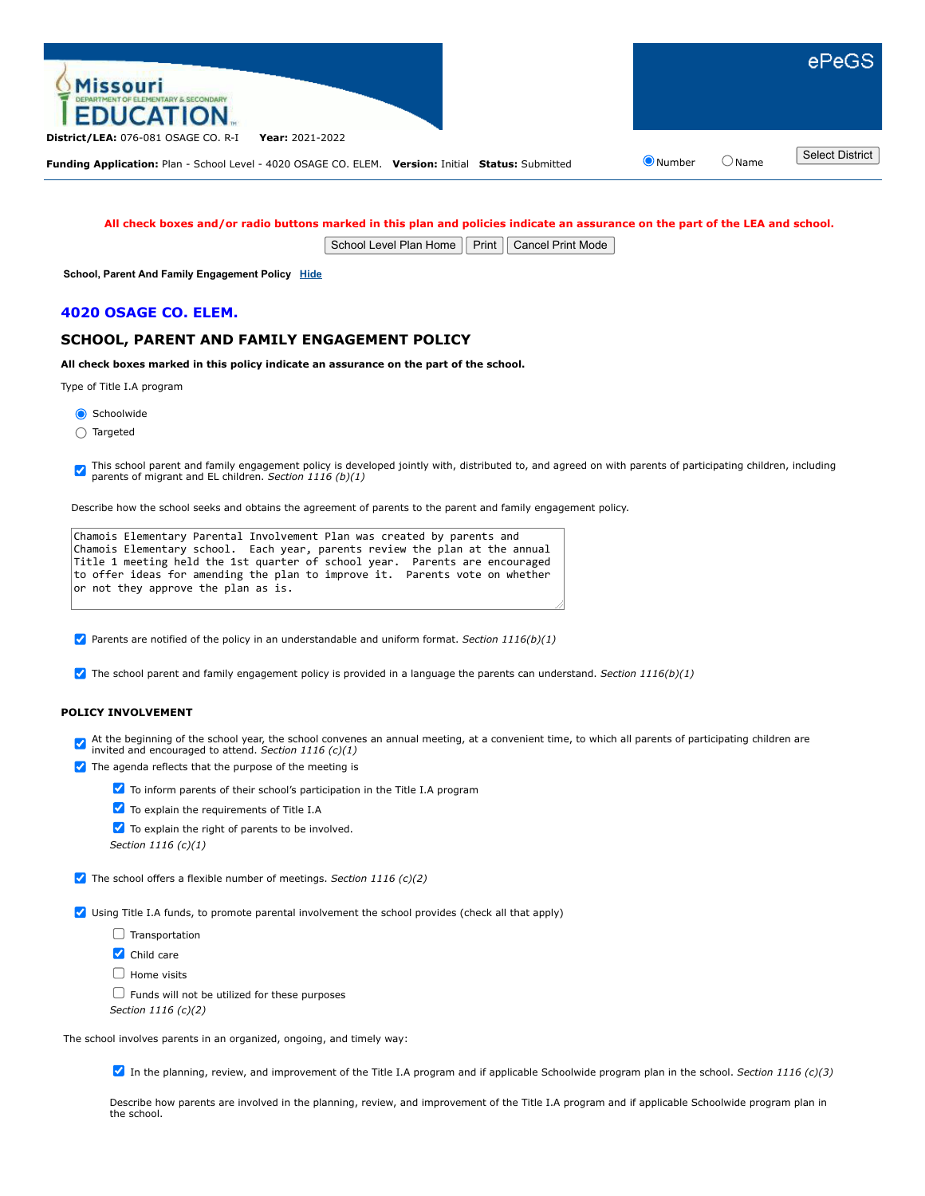District/LEA: 076-081 OSAGE CO. R-I  **Year:** 2021-2022

**Funding Application:** Plan - School Level - 4020 OSAGE CO. ELEM. **Version:** Initial **Status:** Submitted

(•) Number ( ) Name

**All check boxes and/or radio buttons marked in this plan and policies indicate an assurance on the part of the LEA and school.**

**School, Parent And Family Engagement Policy** Hide

## 4020 OSAGE CO. ELEM.

## SCHOOL, PARENT AND FAMILY ENGAGEMENT POLICY

**All check boxes marked in this policy indicate an assurance on the part of the school.**

Type of Title I.A program

- (•) Schoolwide
- ( ) Targeted

- [x] This school parent and family engagement policy is developed jointly with, distributed to, and agreed on with parents of participating children, including parents of migrant and EL children. *Section 1116 (b)(1)*

Describe how the school seeks and obtains the agreement of parents to the parent and family engagement policy.

```
Chamois Elementary Parental Involvement Plan was created by parents and
Chamois Elementary school.  Each year, parents review the plan at the annual
Title 1 meeting held the 1st quarter of school year.  Parents are encouraged
to offer ideas for amending the plan to improve it.  Parents vote on whether
or not they approve the plan as is.
```

- [x] Parents are notified of the policy in an understandable and uniform format. *Section 1116(b)(1)*

- [x] The school parent and family engagement policy is provided in a language the parents can understand. *Section 1116(b)(1)*

### POLICY INVOLVEMENT

- [x] At the beginning of the school year, the school convenes an annual meeting, at a convenient time, to which all parents of participating children are invited and encouraged to attend. *Section 1116 (c)(1)*
- [x] The agenda reflects that the purpose of the meeting is
  - [x] To inform parents of their school's participation in the Title I.A program
  - [x] To explain the requirements of Title I.A
  - [x] To explain the right of parents to be involved.

  *Section 1116 (c)(1)*

- [x] The school offers a flexible number of meetings. *Section 1116 (c)(2)*

- [x] Using Title I.A funds, to promote parental involvement the school provides (check all that apply)
  - [ ] Transportation
  - [x] Child care
  - [ ] Home visits
  - [ ] Funds will not be utilized for these purposes

  *Section 1116 (c)(2)*

The school involves parents in an organized, ongoing, and timely way:

- [x] In the planning, review, and improvement of the Title I.A program and if applicable Schoolwide program plan in the school. *Section 1116 (c)(3)*

Describe how parents are involved in the planning, review, and improvement of the Title I.A program and if applicable Schoolwide program plan in the school.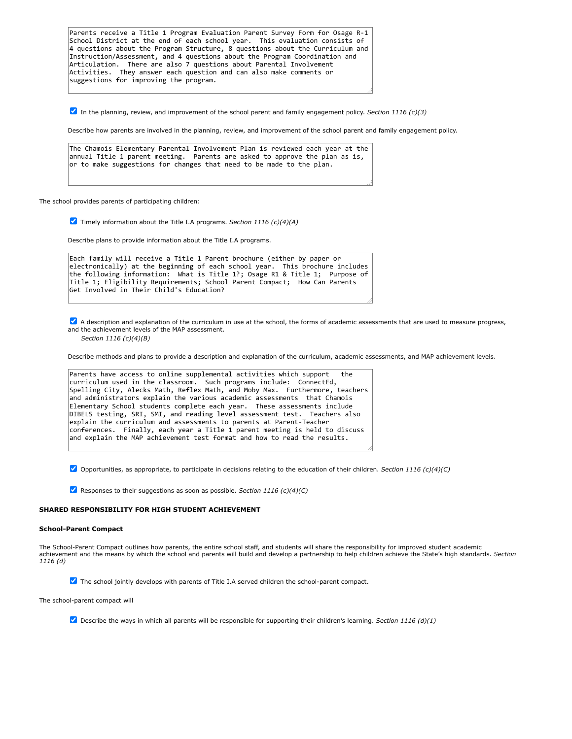Parents receive a Title 1 Program Evaluation Parent Survey Form for Osage R-1 School District at the end of each school year. This evaluation consists of 4 questions about the Program Structure, 8 questions about the Curriculum and Instruction/Assessment, and 4 questions about the Program Coordination and Articulation. There are also 7 questions about Parental Involvement Activities. They answer each question and can also make comments or suggestions for improving the program.

☑ In the planning, review, and improvement of the school parent and family engagement policy. *Section 1116 (c)(3)*

Describe how parents are involved in the planning, review, and improvement of the school parent and family engagement policy.

The Chamois Elementary Parental Involvement Plan is reviewed each year at the annual Title 1 parent meeting. Parents are asked to approve the plan as is, or to make suggestions for changes that need to be made to the plan.

The school provides parents of participating children:

☑ Timely information about the Title I.A programs. *Section 1116 (c)(4)(A)*

Describe plans to provide information about the Title I.A programs.

Each family will receive a Title 1 Parent brochure (either by paper or electronically) at the beginning of each school year. This brochure includes the following information: What is Title 1?; Osage R1 & Title 1; Purpose of Title 1; Eligibility Requirements; School Parent Compact; How Can Parents Get Involved in Their Child's Education?

☑ A description and explanation of the curriculum in use at the school, the forms of academic assessments that are used to measure progress, and the achievement levels of the MAP assessment.
*Section 1116 (c)(4)(B)*

Describe methods and plans to provide a description and explanation of the curriculum, academic assessments, and MAP achievement levels.

Parents have access to online supplemental activities which support the curriculum used in the classroom. Such programs include: ConnectEd, Spelling City, Alecks Math, Reflex Math, and Moby Max. Furthermore, teachers and administrators explain the various academic assessments that Chamois Elementary School students complete each year. These assessments include DIBELS testing, SRI, SMI, and reading level assessment test. Teachers also explain the curriculum and assessments to parents at Parent-Teacher conferences. Finally, each year a Title 1 parent meeting is held to discuss and explain the MAP achievement test format and how to read the results.

☑ Opportunities, as appropriate, to participate in decisions relating to the education of their children. *Section 1116 (c)(4)(C)*

☑ Responses to their suggestions as soon as possible. *Section 1116 (c)(4)(C)*

**SHARED RESPONSIBILITY FOR HIGH STUDENT ACHIEVEMENT**

**School-Parent Compact**

The School-Parent Compact outlines how parents, the entire school staff, and students will share the responsibility for improved student academic achievement and the means by which the school and parents will build and develop a partnership to help children achieve the State's high standards. *Section 1116 (d)*

☑ The school jointly develops with parents of Title I.A served children the school-parent compact.

The school-parent compact will

☑ Describe the ways in which all parents will be responsible for supporting their children's learning. *Section 1116 (d)(1)*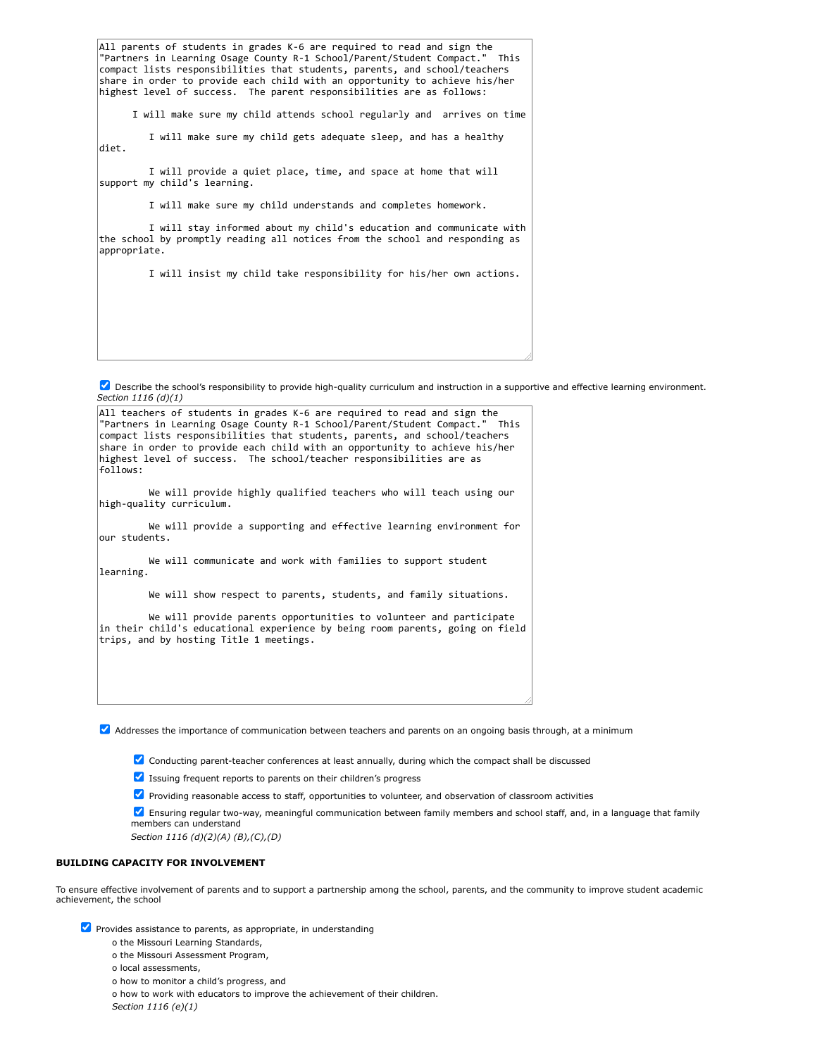All parents of students in grades K-6 are required to read and sign the "Partners in Learning Osage County R-1 School/Parent/Student Compact." This compact lists responsibilities that students, parents, and school/teachers share in order to provide each child with an opportunity to achieve his/her highest level of success. The parent responsibilities are as follows:

I will make sure my child attends school regularly and arrives on time

I will make sure my child gets adequate sleep, and has a healthy diet.

I will provide a quiet place, time, and space at home that will support my child's learning.

I will make sure my child understands and completes homework.

I will stay informed about my child's education and communicate with the school by promptly reading all notices from the school and responding as appropriate.

I will insist my child take responsibility for his/her own actions.

- [x] Describe the school's responsibility to provide high-quality curriculum and instruction in a supportive and effective learning environment.

*Section 1116 (d)(1)*

All teachers of students in grades K-6 are required to read and sign the "Partners in Learning Osage County R-1 School/Parent/Student Compact." This compact lists responsibilities that students, parents, and school/teachers share in order to provide each child with an opportunity to achieve his/her highest level of success. The school/teacher responsibilities are as follows:

We will provide highly qualified teachers who will teach using our high-quality curriculum.

We will provide a supporting and effective learning environment for our students.

We will communicate and work with families to support student learning.

We will show respect to parents, students, and family situations.

We will provide parents opportunities to volunteer and participate in their child's educational experience by being room parents, going on field trips, and by hosting Title 1 meetings.

- [x] Addresses the importance of communication between teachers and parents on an ongoing basis through, at a minimum
  - [x] Conducting parent-teacher conferences at least annually, during which the compact shall be discussed
  - [x] Issuing frequent reports to parents on their children's progress
  - [x] Providing reasonable access to staff, opportunities to volunteer, and observation of classroom activities
  - [x] Ensuring regular two-way, meaningful communication between family members and school staff, and, in a language that family members can understand

  *Section 1116 (d)(2)(A) (B),(C),(D)*

**BUILDING CAPACITY FOR INVOLVEMENT**

To ensure effective involvement of parents and to support a partnership among the school, parents, and the community to improve student academic achievement, the school

- [x] Provides assistance to parents, as appropriate, in understanding
  - o the Missouri Learning Standards,
  - o the Missouri Assessment Program,
  - o local assessments,
  - o how to monitor a child's progress, and
  - o how to work with educators to improve the achievement of their children.

  *Section 1116 (e)(1)*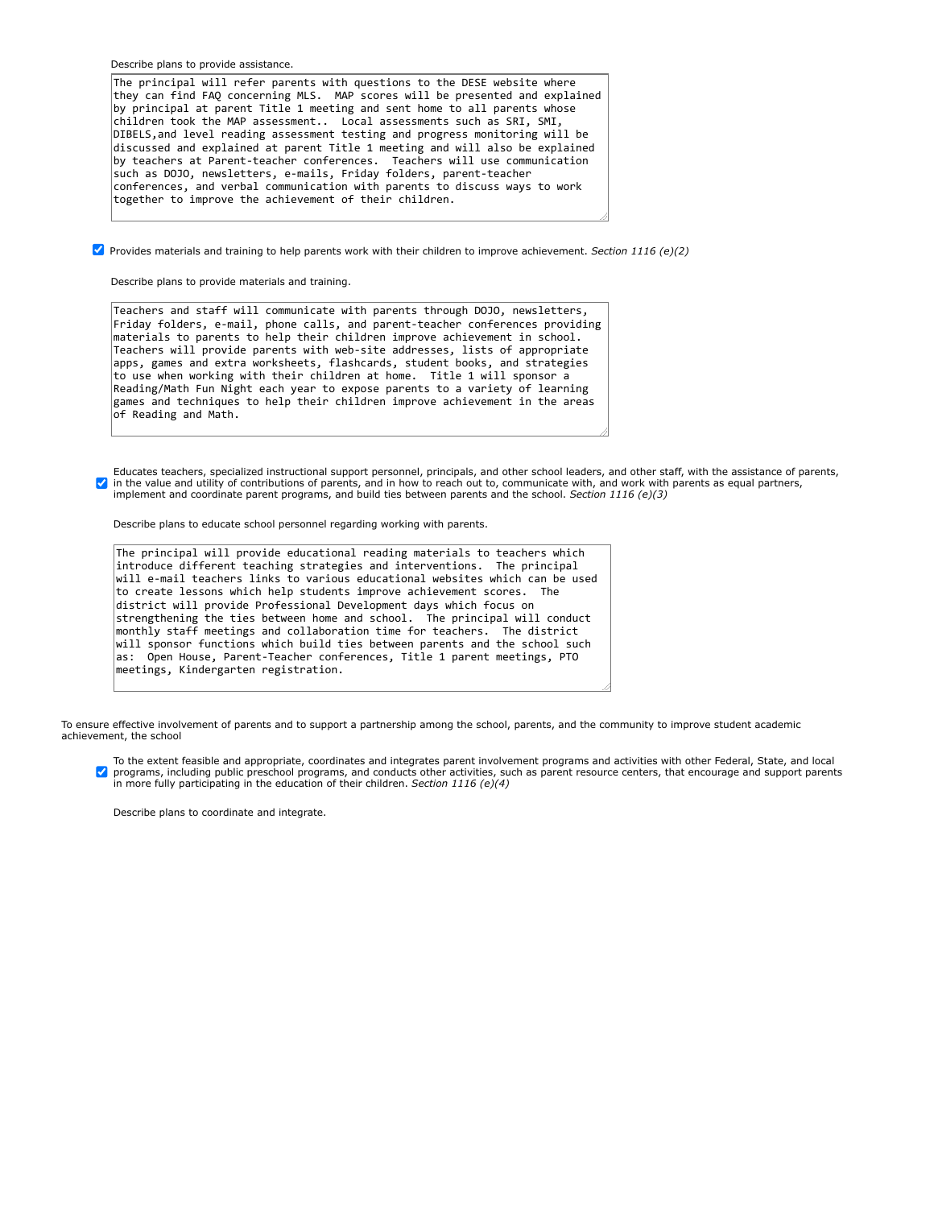Describe plans to provide assistance.

The principal will refer parents with questions to the DESE website where they can find FAQ concerning MLS. MAP scores will be presented and explained by principal at parent Title 1 meeting and sent home to all parents whose children took the MAP assessment.. Local assessments such as SRI, SMI, DIBELS,and level reading assessment testing and progress monitoring will be discussed and explained at parent Title 1 meeting and will also be explained by teachers at Parent-teacher conferences. Teachers will use communication such as DOJO, newsletters, e-mails, Friday folders, parent-teacher conferences, and verbal communication with parents to discuss ways to work together to improve the achievement of their children.

- [x] Provides materials and training to help parents work with their children to improve achievement. *Section 1116 (e)(2)*

Describe plans to provide materials and training.

Teachers and staff will communicate with parents through DOJO, newsletters, Friday folders, e-mail, phone calls, and parent-teacher conferences providing materials to parents to help their children improve achievement in school. Teachers will provide parents with web-site addresses, lists of appropriate apps, games and extra worksheets, flashcards, student books, and strategies to use when working with their children at home. Title 1 will sponsor a Reading/Math Fun Night each year to expose parents to a variety of learning games and techniques to help their children improve achievement in the areas of Reading and Math.

- [x] Educates teachers, specialized instructional support personnel, principals, and other school leaders, and other staff, with the assistance of parents, in the value and utility of contributions of parents, and in how to reach out to, communicate with, and work with parents as equal partners, implement and coordinate parent programs, and build ties between parents and the school. *Section 1116 (e)(3)*

Describe plans to educate school personnel regarding working with parents.

The principal will provide educational reading materials to teachers which introduce different teaching strategies and interventions. The principal will e-mail teachers links to various educational websites which can be used to create lessons which help students improve achievement scores. The district will provide Professional Development days which focus on strengthening the ties between home and school. The principal will conduct monthly staff meetings and collaboration time for teachers. The district will sponsor functions which build ties between parents and the school such as: Open House, Parent-Teacher conferences, Title 1 parent meetings, PTO meetings, Kindergarten registration.

To ensure effective involvement of parents and to support a partnership among the school, parents, and the community to improve student academic achievement, the school

- [x] To the extent feasible and appropriate, coordinates and integrates parent involvement programs and activities with other Federal, State, and local programs, including public preschool programs, and conducts other activities, such as parent resource centers, that encourage and support parents in more fully participating in the education of their children. *Section 1116 (e)(4)*

Describe plans to coordinate and integrate.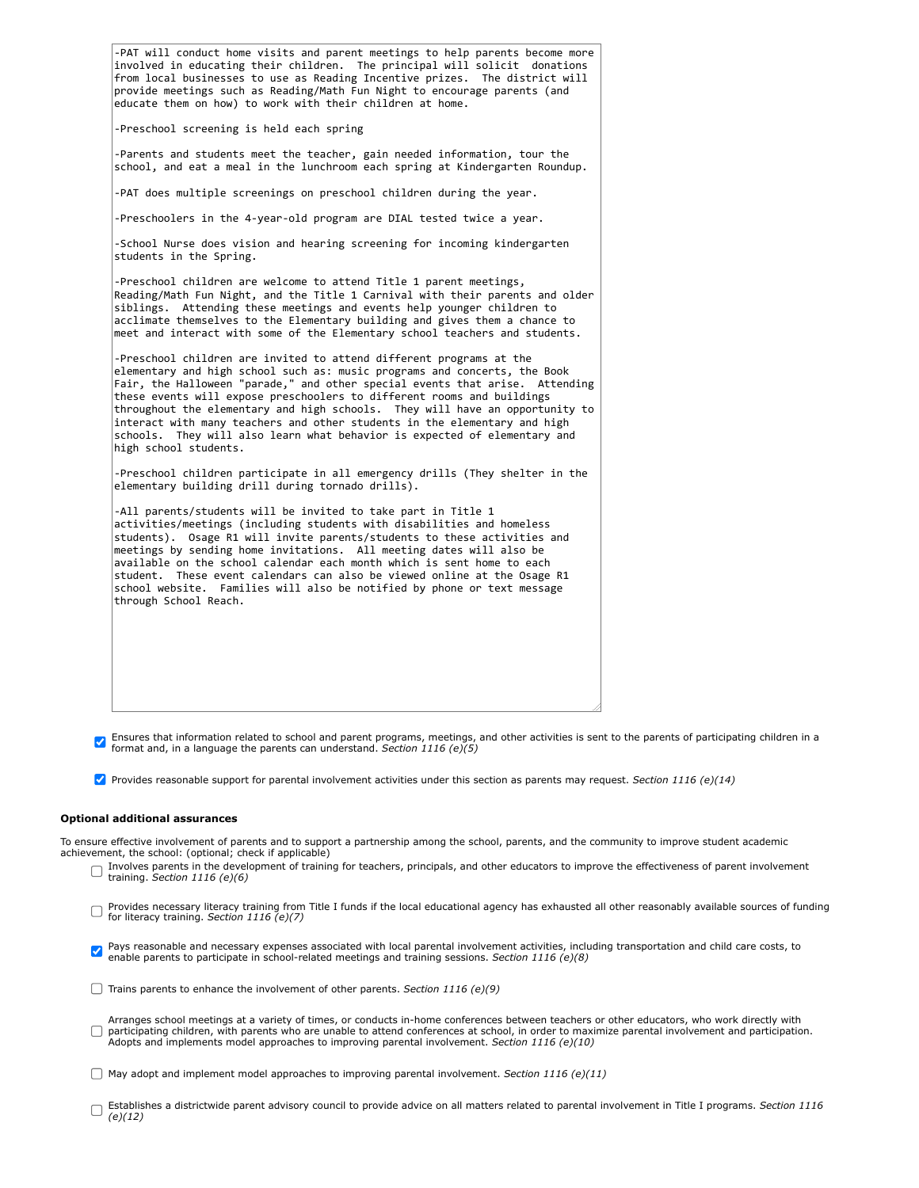-PAT will conduct home visits and parent meetings to help parents become more involved in educating their children. The principal will solicit donations from local businesses to use as Reading Incentive prizes. The district will provide meetings such as Reading/Math Fun Night to encourage parents (and educate them on how) to work with their children at home.

-Preschool screening is held each spring

-Parents and students meet the teacher, gain needed information, tour the school, and eat a meal in the lunchroom each spring at Kindergarten Roundup.

-PAT does multiple screenings on preschool children during the year.

-Preschoolers in the 4-year-old program are DIAL tested twice a year.

-School Nurse does vision and hearing screening for incoming kindergarten students in the Spring.

-Preschool children are welcome to attend Title 1 parent meetings, Reading/Math Fun Night, and the Title 1 Carnival with their parents and older siblings. Attending these meetings and events help younger children to acclimate themselves to the Elementary building and gives them a chance to meet and interact with some of the Elementary school teachers and students.

-Preschool children are invited to attend different programs at the elementary and high school such as: music programs and concerts, the Book Fair, the Halloween "parade," and other special events that arise. Attending these events will expose preschoolers to different rooms and buildings throughout the elementary and high schools. They will have an opportunity to interact with many teachers and other students in the elementary and high schools. They will also learn what behavior is expected of elementary and high school students.

-Preschool children participate in all emergency drills (They shelter in the elementary building drill during tornado drills).

-All parents/students will be invited to take part in Title 1 activities/meetings (including students with disabilities and homeless students). Osage R1 will invite parents/students to these activities and meetings by sending home invitations. All meeting dates will also be available on the school calendar each month which is sent home to each student. These event calendars can also be viewed online at the Osage R1 school website. Families will also be notified by phone or text message through School Reach.

- [x] Ensures that information related to school and parent programs, meetings, and other activities is sent to the parents of participating children in a format and, in a language the parents can understand. *Section 1116 (e)(5)*

- [x] Provides reasonable support for parental involvement activities under this section as parents may request. *Section 1116 (e)(14)*

**Optional additional assurances**

To ensure effective involvement of parents and to support a partnership among the school, parents, and the community to improve student academic achievement, the school: (optional; check if applicable)

- [ ] Involves parents in the development of training for teachers, principals, and other educators to improve the effectiveness of parent involvement training. *Section 1116 (e)(6)*

- [ ] Provides necessary literacy training from Title I funds if the local educational agency has exhausted all other reasonably available sources of funding for literacy training. *Section 1116 (e)(7)*

- [x] Pays reasonable and necessary expenses associated with local parental involvement activities, including transportation and child care costs, to enable parents to participate in school-related meetings and training sessions. *Section 1116 (e)(8)*

- [ ] Trains parents to enhance the involvement of other parents. *Section 1116 (e)(9)*

- [ ] Arranges school meetings at a variety of times, or conducts in-home conferences between teachers or other educators, who work directly with participating children, with parents who are unable to attend conferences at school, in order to maximize parental involvement and participation. Adopts and implements model approaches to improving parental involvement. *Section 1116 (e)(10)*

- [ ] May adopt and implement model approaches to improving parental involvement. *Section 1116 (e)(11)*

- [ ] Establishes a districtwide parent advisory council to provide advice on all matters related to parental involvement in Title I programs. *Section 1116 (e)(12)*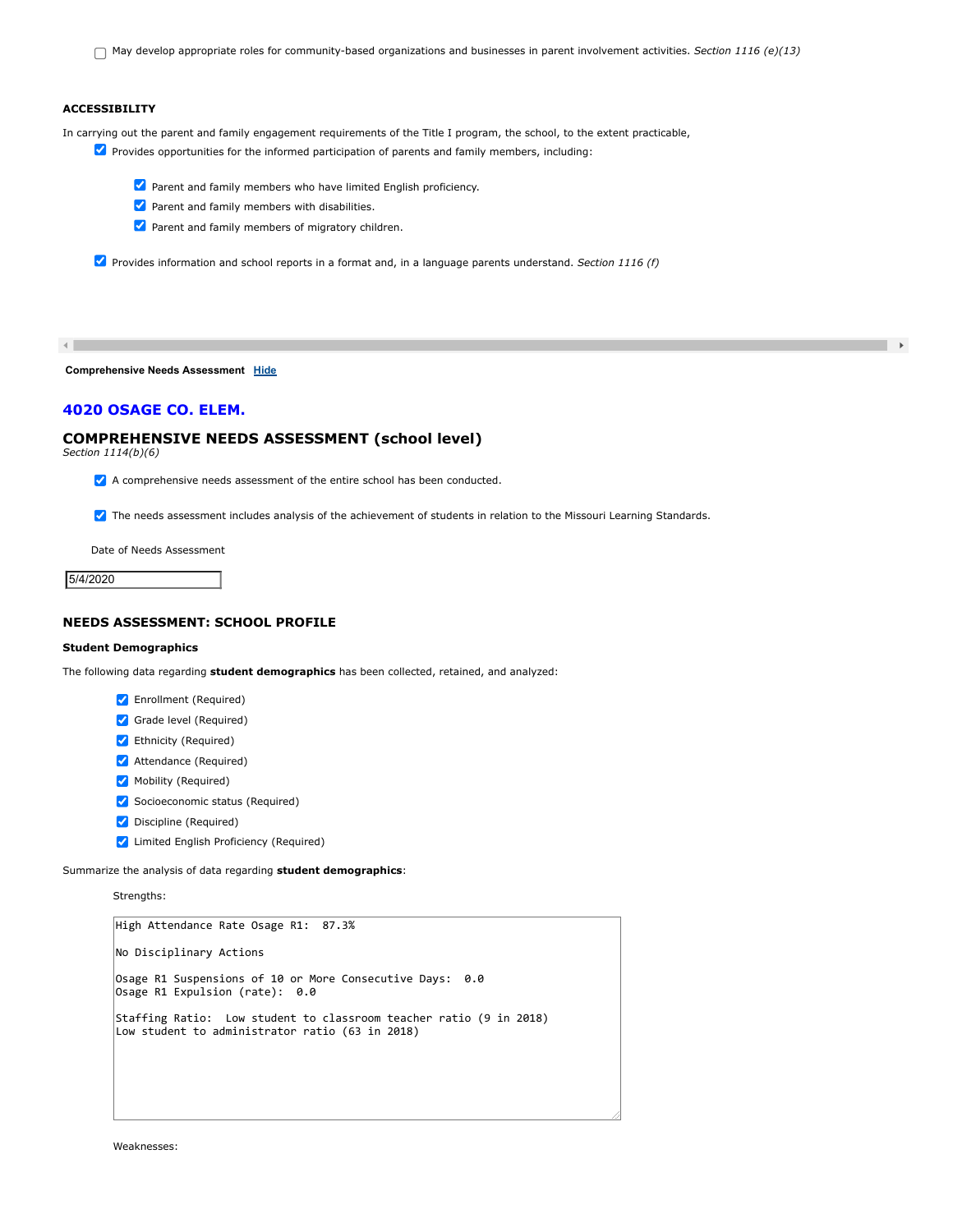- [ ] May develop appropriate roles for community-based organizations and businesses in parent involvement activities. *Section 1116 (e)(13)*

**ACCESSIBILITY**

In carrying out the parent and family engagement requirements of the Title I program, the school, to the extent practicable,

- [x] Provides opportunities for the informed participation of parents and family members, including:
    - [x] Parent and family members who have limited English proficiency.
    - [x] Parent and family members with disabilities.
    - [x] Parent and family members of migratory children.
- [x] Provides information and school reports in a format and, in a language parents understand. *Section 1116 (f)*

**Comprehensive Needs Assessment** Hide

## 4020 OSAGE CO. ELEM.

## COMPREHENSIVE NEEDS ASSESSMENT (school level)

*Section 1114(b)(6)*

- [x] A comprehensive needs assessment of the entire school has been conducted.
- [x] The needs assessment includes analysis of the achievement of students in relation to the Missouri Learning Standards.

Date of Needs Assessment

5/4/2020

### NEEDS ASSESSMENT: SCHOOL PROFILE

**Student Demographics**

The following data regarding **student demographics** has been collected, retained, and analyzed:

- [x] Enrollment (Required)
- [x] Grade level (Required)
- [x] Ethnicity (Required)
- [x] Attendance (Required)
- [x] Mobility (Required)
- [x] Socioeconomic status (Required)
- [x] Discipline (Required)
- [x] Limited English Proficiency (Required)

Summarize the analysis of data regarding **student demographics**:

Strengths:

```
High Attendance Rate Osage R1:  87.3%

No Disciplinary Actions

Osage R1 Suspensions of 10 or More Consecutive Days:  0.0
Osage R1 Expulsion (rate):  0.0

Staffing Ratio:  Low student to classroom teacher ratio (9 in 2018)
Low student to administrator ratio (63 in 2018)
```

Weaknesses: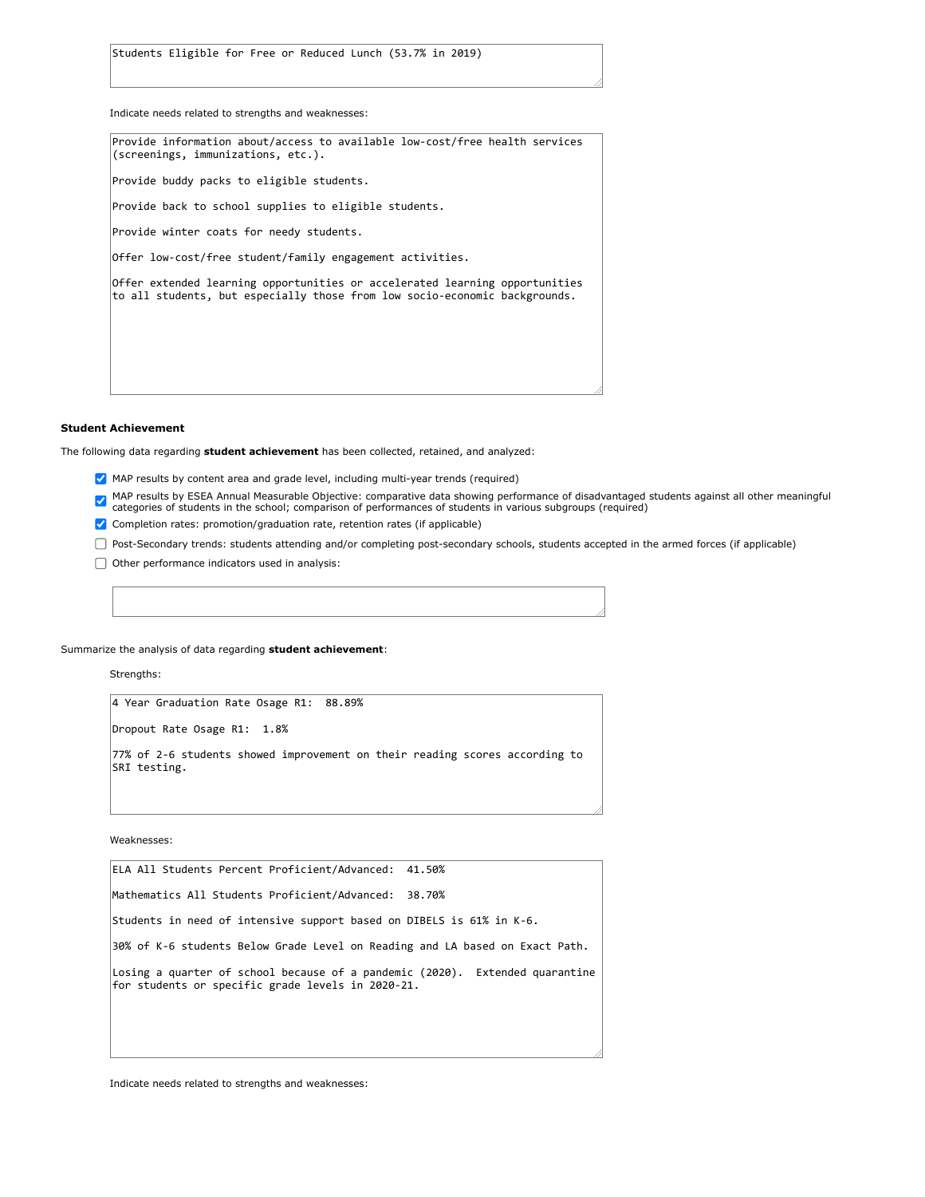Students Eligible for Free or Reduced Lunch (53.7% in 2019)

Indicate needs related to strengths and weaknesses:

Provide information about/access to available low-cost/free health services (screenings, immunizations, etc.).

Provide buddy packs to eligible students.

Provide back to school supplies to eligible students.

Provide winter coats for needy students.

Offer low-cost/free student/family engagement activities.

Offer extended learning opportunities or accelerated learning opportunities to all students, but especially those from low socio-economic backgrounds.

### Student Achievement

The following data regarding **student achievement** has been collected, retained, and analyzed:

- [x] MAP results by content area and grade level, including multi-year trends (required)
- [x] MAP results by ESEA Annual Measurable Objective: comparative data showing performance of disadvantaged students against all other meaningful categories of students in the school; comparison of performances of students in various subgroups (required)
- [x] Completion rates: promotion/graduation rate, retention rates (if applicable)
- [ ] Post-Secondary trends: students attending and/or completing post-secondary schools, students accepted in the armed forces (if applicable)
- [ ] Other performance indicators used in analysis:

Summarize the analysis of data regarding **student achievement**:

Strengths:

4 Year Graduation Rate Osage R1: 88.89%

Dropout Rate Osage R1: 1.8%

77% of 2-6 students showed improvement on their reading scores according to SRI testing.

Weaknesses:

ELA All Students Percent Proficient/Advanced: 41.50%

Mathematics All Students Proficient/Advanced: 38.70%

Students in need of intensive support based on DIBELS is 61% in K-6.

30% of K-6 students Below Grade Level on Reading and LA based on Exact Path.

Losing a quarter of school because of a pandemic (2020). Extended quarantine for students or specific grade levels in 2020-21.

Indicate needs related to strengths and weaknesses: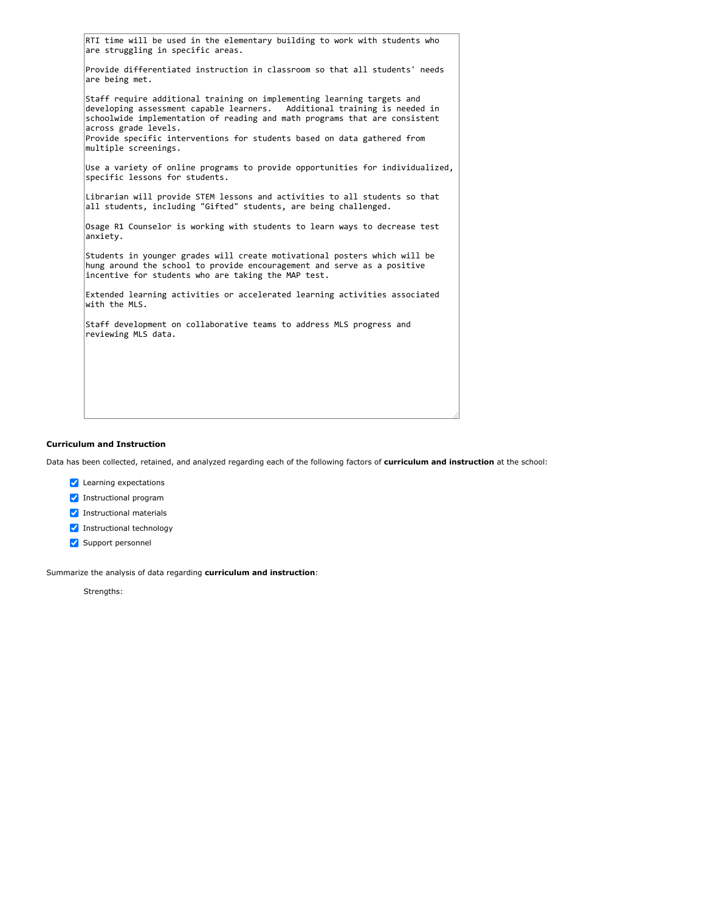RTI time will be used in the elementary building to work with students who are struggling in specific areas.

Provide differentiated instruction in classroom so that all students' needs are being met.

Staff require additional training on implementing learning targets and developing assessment capable learners. Additional training is needed in schoolwide implementation of reading and math programs that are consistent across grade levels.
Provide specific interventions for students based on data gathered from multiple screenings.

Use a variety of online programs to provide opportunities for individualized, specific lessons for students.

Librarian will provide STEM lessons and activities to all students so that all students, including "Gifted" students, are being challenged.

Osage R1 Counselor is working with students to learn ways to decrease test anxiety.

Students in younger grades will create motivational posters which will be hung around the school to provide encouragement and serve as a positive incentive for students who are taking the MAP test.

Extended learning activities or accelerated learning activities associated with the MLS.

Staff development on collaborative teams to address MLS progress and reviewing MLS data.

### Curriculum and Instruction

Data has been collected, retained, and analyzed regarding each of the following factors of **curriculum and instruction** at the school:

- ☑ Learning expectations
- ☑ Instructional program
- ☑ Instructional materials
- ☑ Instructional technology
- ☑ Support personnel

Summarize the analysis of data regarding **curriculum and instruction**:

Strengths: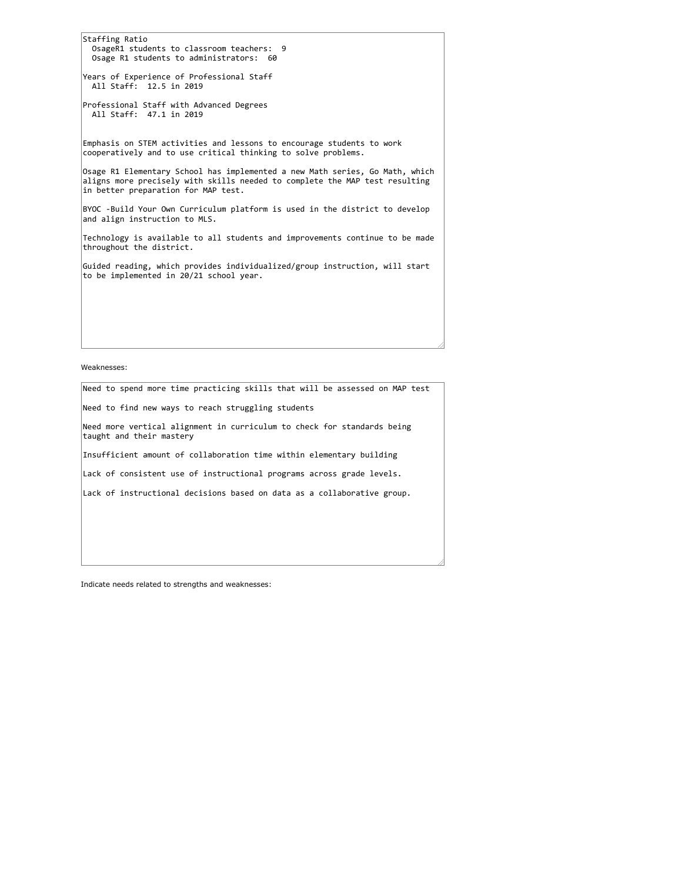Staffing Ratio
  OsageR1 students to classroom teachers:  9
  Osage R1 students to administrators:  60

Years of Experience of Professional Staff
  All Staff:  12.5 in 2019

Professional Staff with Advanced Degrees
  All Staff:  47.1 in 2019

Emphasis on STEM activities and lessons to encourage students to work cooperatively and to use critical thinking to solve problems.

Osage R1 Elementary School has implemented a new Math series, Go Math, which aligns more precisely with skills needed to complete the MAP test resulting in better preparation for MAP test.

BYOC -Build Your Own Curriculum platform is used in the district to develop and align instruction to MLS.

Technology is available to all students and improvements continue to be made throughout the district.

Guided reading, which provides individualized/group instruction, will start to be implemented in 20/21 school year.

Weaknesses:

Need to spend more time practicing skills that will be assessed on MAP test

Need to find new ways to reach struggling students

Need more vertical alignment in curriculum to check for standards being taught and their mastery

Insufficient amount of collaboration time within elementary building

Lack of consistent use of instructional programs across grade levels.

Lack of instructional decisions based on data as a collaborative group.

Indicate needs related to strengths and weaknesses: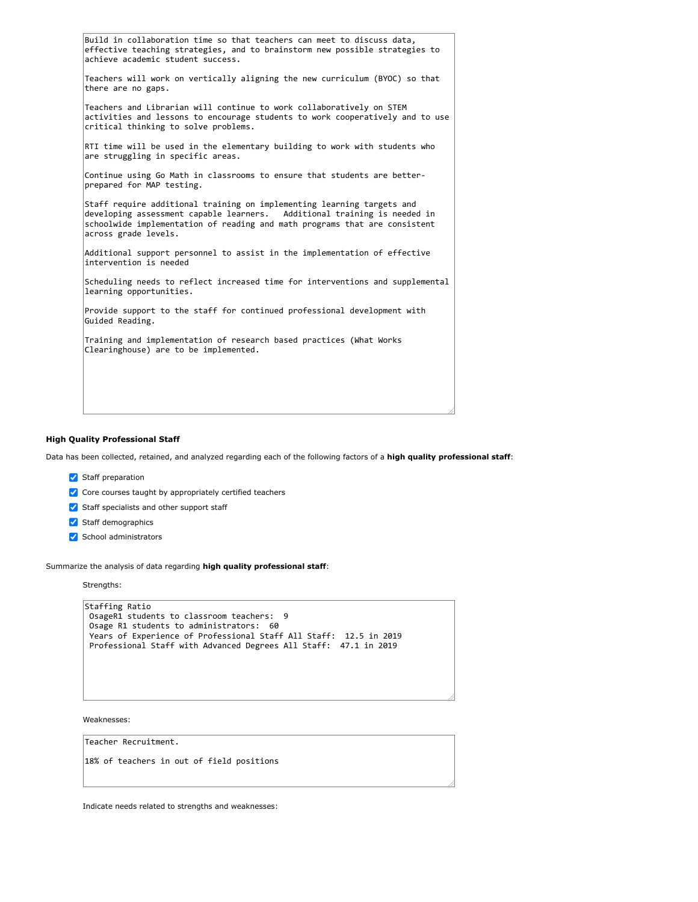Build in collaboration time so that teachers can meet to discuss data, effective teaching strategies, and to brainstorm new possible strategies to achieve academic student success.

Teachers will work on vertically aligning the new curriculum (BYOC) so that there are no gaps.

Teachers and Librarian will continue to work collaboratively on STEM activities and lessons to encourage students to work cooperatively and to use critical thinking to solve problems.

RTI time will be used in the elementary building to work with students who are struggling in specific areas.

Continue using Go Math in classrooms to ensure that students are better-prepared for MAP testing.

Staff require additional training on implementing learning targets and developing assessment capable learners.   Additional training is needed in schoolwide implementation of reading and math programs that are consistent across grade levels.

Additional support personnel to assist in the implementation of effective intervention is needed

Scheduling needs to reflect increased time for interventions and supplemental learning opportunities.

Provide support to the staff for continued professional development with Guided Reading.

Training and implementation of research based practices (What Works Clearinghouse) are to be implemented.

#### High Quality Professional Staff

Data has been collected, retained, and analyzed regarding each of the following factors of a **high quality professional staff**:

- [x] Staff preparation
- [x] Core courses taught by appropriately certified teachers
- [x] Staff specialists and other support staff
- [x] Staff demographics
- [x] School administrators

Summarize the analysis of data regarding **high quality professional staff**:

Strengths:

Staffing Ratio
OsageR1 students to classroom teachers:  9
Osage R1 students to administrators:  60
Years of Experience of Professional Staff All Staff:  12.5 in 2019
Professional Staff with Advanced Degrees All Staff:  47.1 in 2019

Weaknesses:

Teacher Recruitment.

18% of teachers in out of field positions

Indicate needs related to strengths and weaknesses: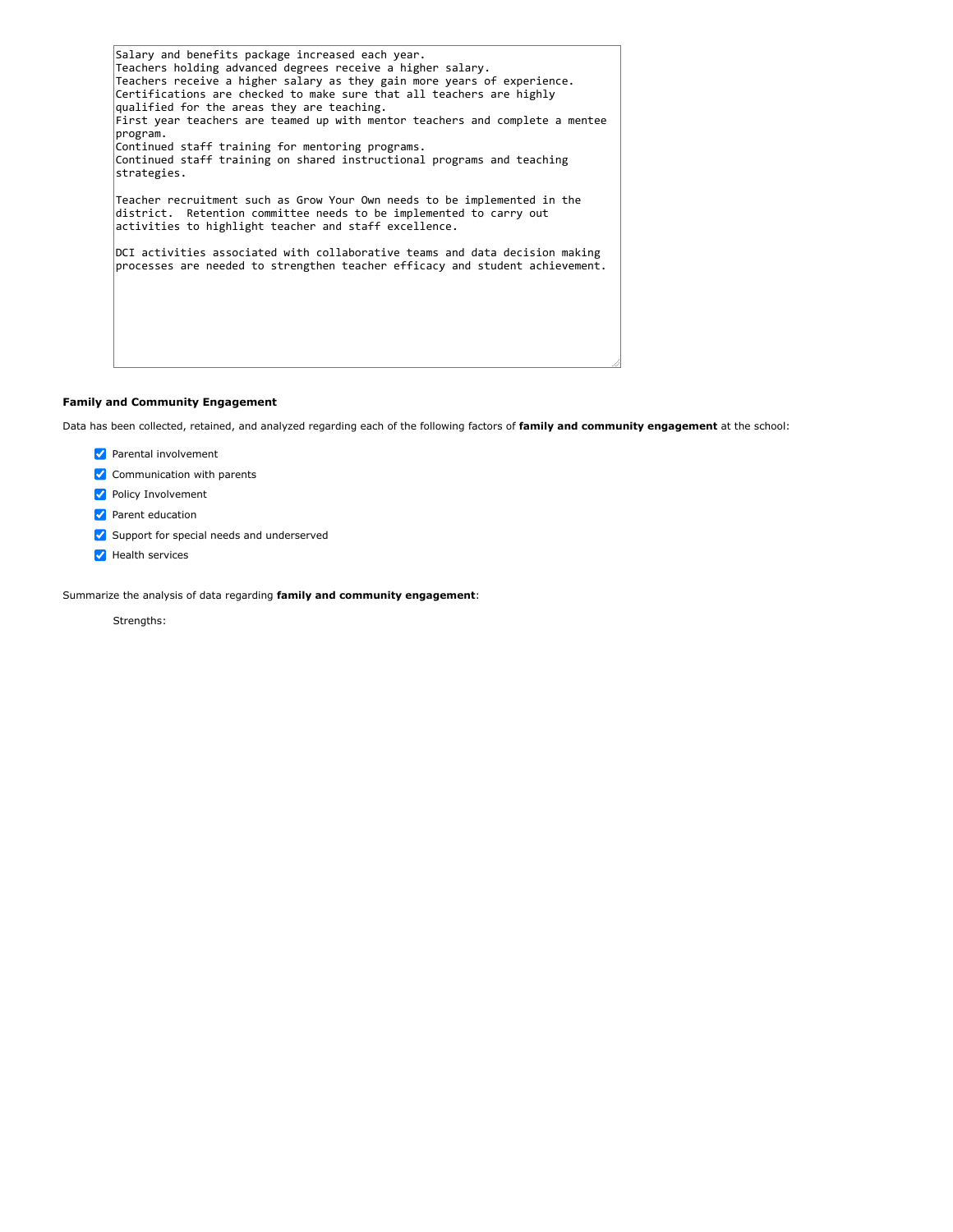```
Salary and benefits package increased each year.
Teachers holding advanced degrees receive a higher salary.
Teachers receive a higher salary as they gain more years of experience.
Certifications are checked to make sure that all teachers are highly
qualified for the areas they are teaching.
First year teachers are teamed up with mentor teachers and complete a mentee
program.
Continued staff training for mentoring programs.
Continued staff training on shared instructional programs and teaching
strategies.

Teacher recruitment such as Grow Your Own needs to be implemented in the
district.  Retention committee needs to be implemented to carry out
activities to highlight teacher and staff excellence.

DCI activities associated with collaborative teams and data decision making
processes are needed to strengthen teacher efficacy and student achievement.
```

**Family and Community Engagement**

Data has been collected, retained, and analyzed regarding each of the following factors of **family and community engagement** at the school:

- [x] Parental involvement
- [x] Communication with parents
- [x] Policy Involvement
- [x] Parent education
- [x] Support for special needs and underserved
- [x] Health services

Summarize the analysis of data regarding **family and community engagement**:

Strengths: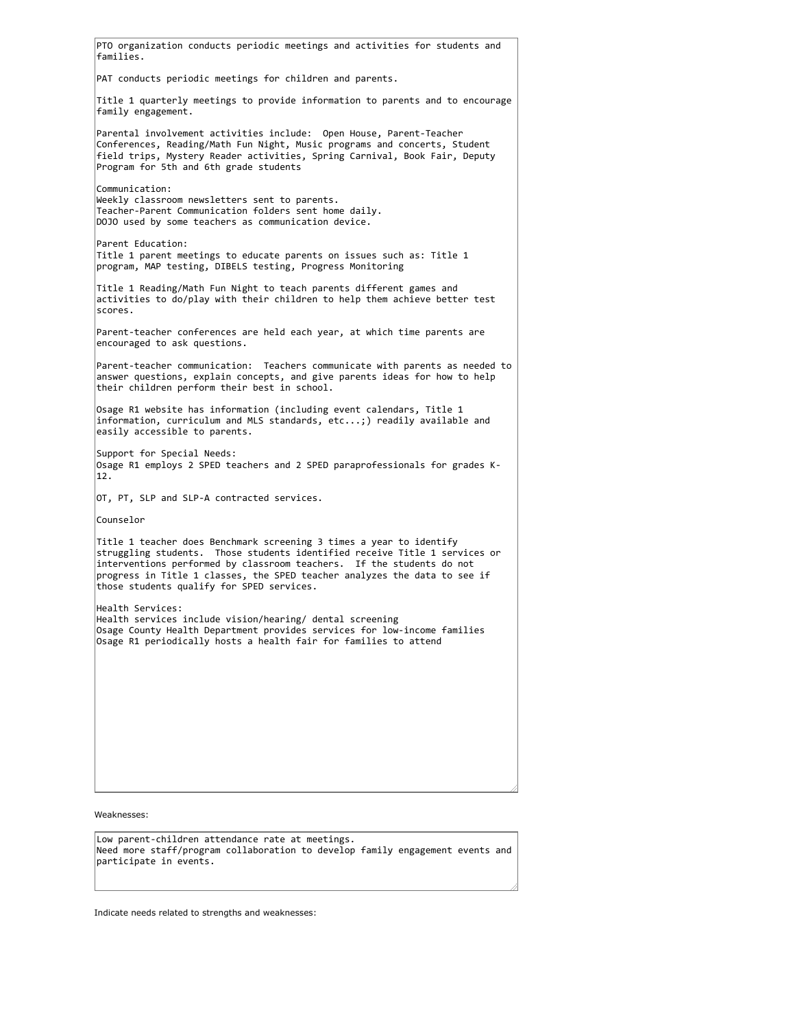PTO organization conducts periodic meetings and activities for students and families.

PAT conducts periodic meetings for children and parents.

Title 1 quarterly meetings to provide information to parents and to encourage family engagement.

Parental involvement activities include: Open House, Parent-Teacher Conferences, Reading/Math Fun Night, Music programs and concerts, Student field trips, Mystery Reader activities, Spring Carnival, Book Fair, Deputy Program for 5th and 6th grade students

Communication:
Weekly classroom newsletters sent to parents.
Teacher-Parent Communication folders sent home daily.
DOJO used by some teachers as communication device.

Parent Education:
Title 1 parent meetings to educate parents on issues such as: Title 1 program, MAP testing, DIBELS testing, Progress Monitoring

Title 1 Reading/Math Fun Night to teach parents different games and activities to do/play with their children to help them achieve better test scores.

Parent-teacher conferences are held each year, at which time parents are encouraged to ask questions.

Parent-teacher communication: Teachers communicate with parents as needed to answer questions, explain concepts, and give parents ideas for how to help their children perform their best in school.

Osage R1 website has information (including event calendars, Title 1 information, curriculum and MLS standards, etc...;) readily available and easily accessible to parents.

Support for Special Needs:
Osage R1 employs 2 SPED teachers and 2 SPED paraprofessionals for grades K-12.

OT, PT, SLP and SLP-A contracted services.

Counselor

Title 1 teacher does Benchmark screening 3 times a year to identify struggling students. Those students identified receive Title 1 services or interventions performed by classroom teachers. If the students do not progress in Title 1 classes, the SPED teacher analyzes the data to see if those students qualify for SPED services.

Health Services:
Health services include vision/hearing/ dental screening
Osage County Health Department provides services for low-income families
Osage R1 periodically hosts a health fair for families to attend

Weaknesses:

Low parent-children attendance rate at meetings.
Need more staff/program collaboration to develop family engagement events and participate in events.

Indicate needs related to strengths and weaknesses: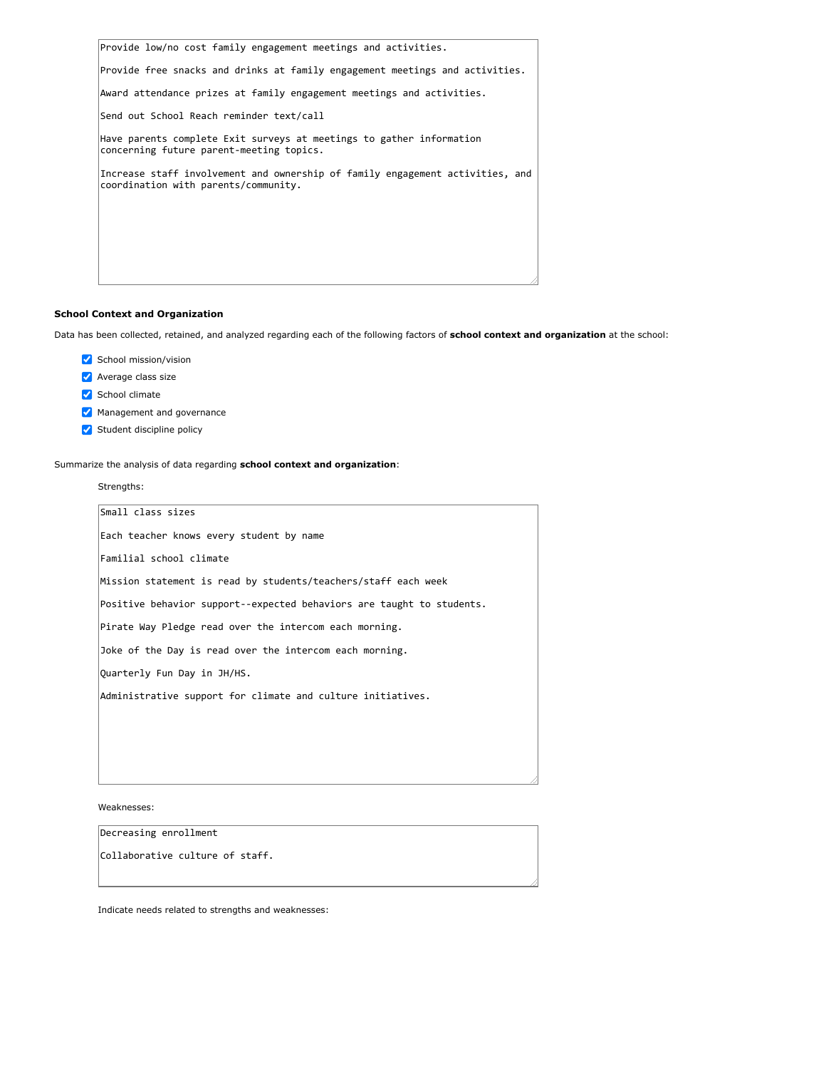Provide low/no cost family engagement meetings and activities.

Provide free snacks and drinks at family engagement meetings and activities.

Award attendance prizes at family engagement meetings and activities.

Send out School Reach reminder text/call

Have parents complete Exit surveys at meetings to gather information concerning future parent-meeting topics.

Increase staff involvement and ownership of family engagement activities, and coordination with parents/community.

**School Context and Organization**

Data has been collected, retained, and analyzed regarding each of the following factors of **school context and organization** at the school:

- [x] School mission/vision
- [x] Average class size
- [x] School climate
- [x] Management and governance
- [x] Student discipline policy

Summarize the analysis of data regarding **school context and organization**:

Strengths:

Small class sizes

Each teacher knows every student by name

Familial school climate

Mission statement is read by students/teachers/staff each week

Positive behavior support--expected behaviors are taught to students.

Pirate Way Pledge read over the intercom each morning.

Joke of the Day is read over the intercom each morning.

Quarterly Fun Day in JH/HS.

Administrative support for climate and culture initiatives.

Weaknesses:

Decreasing enrollment

Collaborative culture of staff.

Indicate needs related to strengths and weaknesses: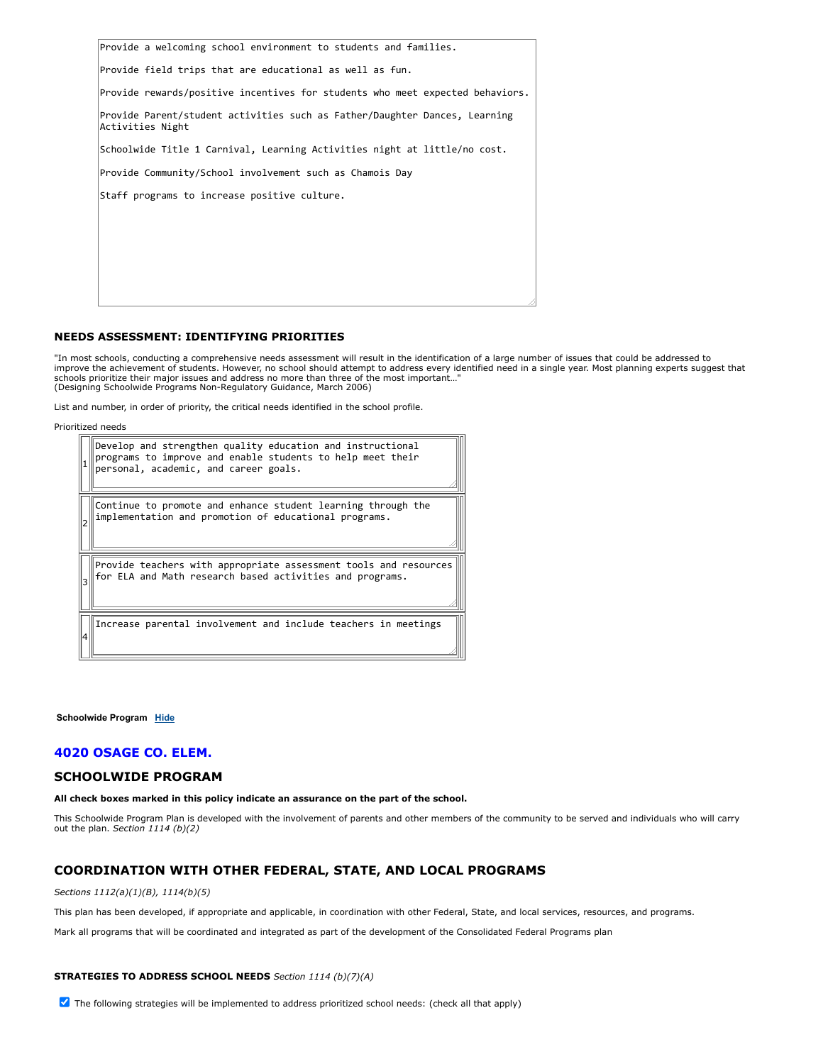Provide a welcoming school environment to students and families.

Provide field trips that are educational as well as fun.

Provide rewards/positive incentives for students who meet expected behaviors.

Provide Parent/student activities such as Father/Daughter Dances, Learning Activities Night

Schoolwide Title 1 Carnival, Learning Activities night at little/no cost.

Provide Community/School involvement such as Chamois Day

Staff programs to increase positive culture.

### NEEDS ASSESSMENT: IDENTIFYING PRIORITIES

"In most schools, conducting a comprehensive needs assessment will result in the identification of a large number of issues that could be addressed to improve the achievement of students. However, no school should attempt to address every identified need in a single year. Most planning experts suggest that schools prioritize their major issues and address no more than three of the most important…"
(Designing Schoolwide Programs Non-Regulatory Guidance, March 2006)

List and number, in order of priority, the critical needs identified in the school profile.

Prioritized needs

| | |
|---|---|
| 1 | Develop and strengthen quality education and instructional programs to improve and enable students to help meet their personal, academic, and career goals. |
| 2 | Continue to promote and enhance student learning through the implementation and promotion of educational programs. |
| 3 | Provide teachers with appropriate assessment tools and resources for ELA and Math research based activities and programs. |
| 4 | Increase parental involvement and include teachers in meetings |

**Schoolwide Program** Hide

## 4020 OSAGE CO. ELEM.

## SCHOOLWIDE PROGRAM

**All check boxes marked in this policy indicate an assurance on the part of the school.**

This Schoolwide Program Plan is developed with the involvement of parents and other members of the community to be served and individuals who will carry out the plan. *Section 1114 (b)(2)*

## COORDINATION WITH OTHER FEDERAL, STATE, AND LOCAL PROGRAMS

*Sections 1112(a)(1)(B), 1114(b)(5)*

This plan has been developed, if appropriate and applicable, in coordination with other Federal, State, and local services, resources, and programs.

Mark all programs that will be coordinated and integrated as part of the development of the Consolidated Federal Programs plan

**STRATEGIES TO ADDRESS SCHOOL NEEDS** *Section 1114 (b)(7)(A)*

☑ The following strategies will be implemented to address prioritized school needs: (check all that apply)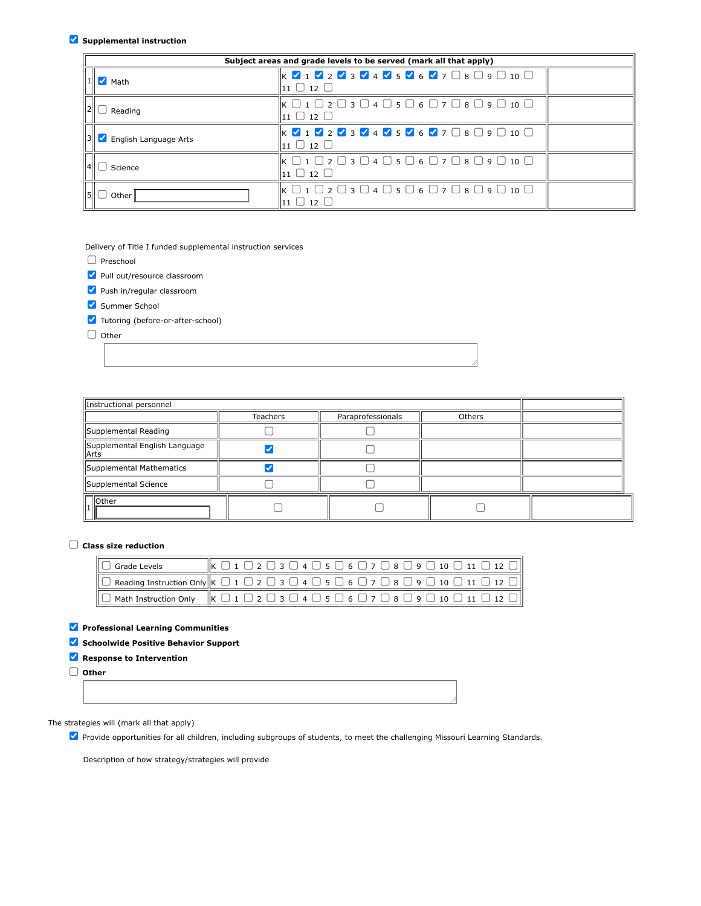☑ **Supplemental instruction**

| | Subject areas and grade levels to be served (mark all that apply) | | |
|---|---|---|---|
| 1 | ☑ Math | K ☑ 1 ☑ 2 ☑ 3 ☑ 4 ☑ 5 ☑ 6 ☑ 7 ☐ 8 ☐ 9 ☐ 10 ☐ 11 ☐ 12 ☐ | |
| 2 | ☐ Reading | K ☐ 1 ☐ 2 ☐ 3 ☐ 4 ☐ 5 ☐ 6 ☐ 7 ☐ 8 ☐ 9 ☐ 10 ☐ 11 ☐ 12 ☐ | |
| 3 | ☑ English Language Arts | K ☑ 1 ☑ 2 ☑ 3 ☑ 4 ☑ 5 ☑ 6 ☑ 7 ☐ 8 ☐ 9 ☐ 10 ☐ 11 ☐ 12 ☐ | |
| 4 | ☐ Science | K ☐ 1 ☐ 2 ☐ 3 ☐ 4 ☐ 5 ☐ 6 ☐ 7 ☐ 8 ☐ 9 ☐ 10 ☐ 11 ☐ 12 ☐ | |
| 5 | ☐ Other | K ☐ 1 ☐ 2 ☐ 3 ☐ 4 ☐ 5 ☐ 6 ☐ 7 ☐ 8 ☐ 9 ☐ 10 ☐ 11 ☐ 12 ☐ | |

Delivery of Title I funded supplemental instruction services

- ☐ Preschool
- ☑ Pull out/resource classroom
- ☑ Push in/regular classroom
- ☑ Summer School
- ☑ Tutoring (before-or-after-school)
- ☐ Other

| Instructional personnel | | | | |
|---|---|---|---|---|
| | Teachers | Paraprofessionals | Others | |
| Supplemental Reading | ☐ | ☐ | | |
| Supplemental English Language Arts | ☑ | ☐ | | |
| Supplemental Mathematics | ☑ | ☐ | | |
| Supplemental Science | ☐ | ☐ | | |
| 1 Other | ☐ | ☐ | ☐ | |

☐ **Class size reduction**

| | |
|---|---|
| ☐ Grade Levels | K ☐ 1 ☐ 2 ☐ 3 ☐ 4 ☐ 5 ☐ 6 ☐ 7 ☐ 8 ☐ 9 ☐ 10 ☐ 11 ☐ 12 ☐ |
| ☐ Reading Instruction Only | K ☐ 1 ☐ 2 ☐ 3 ☐ 4 ☐ 5 ☐ 6 ☐ 7 ☐ 8 ☐ 9 ☐ 10 ☐ 11 ☐ 12 ☐ |
| ☐ Math Instruction Only | K ☐ 1 ☐ 2 ☐ 3 ☐ 4 ☐ 5 ☐ 6 ☐ 7 ☐ 8 ☐ 9 ☐ 10 ☐ 11 ☐ 12 ☐ |

☑ **Professional Learning Communities**

☑ **Schoolwide Positive Behavior Support**

☑ **Response to Intervention**

☐ **Other**

The strategies will (mark all that apply)

☑ Provide opportunities for all children, including subgroups of students, to meet the challenging Missouri Learning Standards.

Description of how strategy/strategies will provide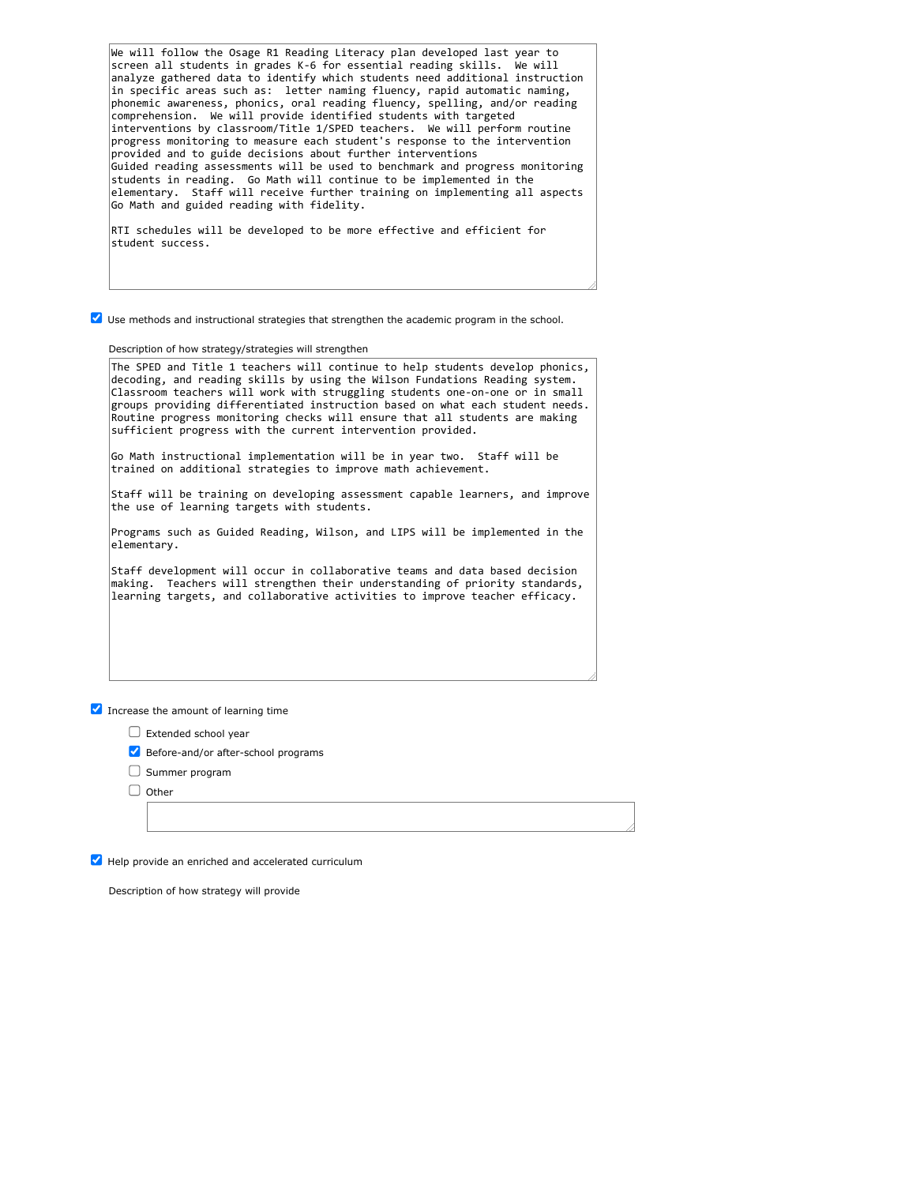We will follow the Osage R1 Reading Literacy plan developed last year to screen all students in grades K-6 for essential reading skills. We will analyze gathered data to identify which students need additional instruction in specific areas such as: letter naming fluency, rapid automatic naming, phonemic awareness, phonics, oral reading fluency, spelling, and/or reading comprehension. We will provide identified students with targeted interventions by classroom/Title 1/SPED teachers. We will perform routine progress monitoring to measure each student's response to the intervention provided and to guide decisions about further interventions
Guided reading assessments will be used to benchmark and progress monitoring students in reading. Go Math will continue to be implemented in the elementary. Staff will receive further training on implementing all aspects Go Math and guided reading with fidelity.

RTI schedules will be developed to be more effective and efficient for student success.

☑ Use methods and instructional strategies that strengthen the academic program in the school.

Description of how strategy/strategies will strengthen

The SPED and Title 1 teachers will continue to help students develop phonics, decoding, and reading skills by using the Wilson Fundations Reading system. Classroom teachers will work with struggling students one-on-one or in small groups providing differentiated instruction based on what each student needs. Routine progress monitoring checks will ensure that all students are making sufficient progress with the current intervention provided.

Go Math instructional implementation will be in year two. Staff will be trained on additional strategies to improve math achievement.

Staff will be training on developing assessment capable learners, and improve the use of learning targets with students.

Programs such as Guided Reading, Wilson, and LIPS will be implemented in the elementary.

Staff development will occur in collaborative teams and data based decision making. Teachers will strengthen their understanding of priority standards, learning targets, and collaborative activities to improve teacher efficacy.

☑ Increase the amount of learning time

- ☐ Extended school year
- ☑ Before-and/or after-school programs
- ☐ Summer program
- ☐ Other

☑ Help provide an enriched and accelerated curriculum

Description of how strategy will provide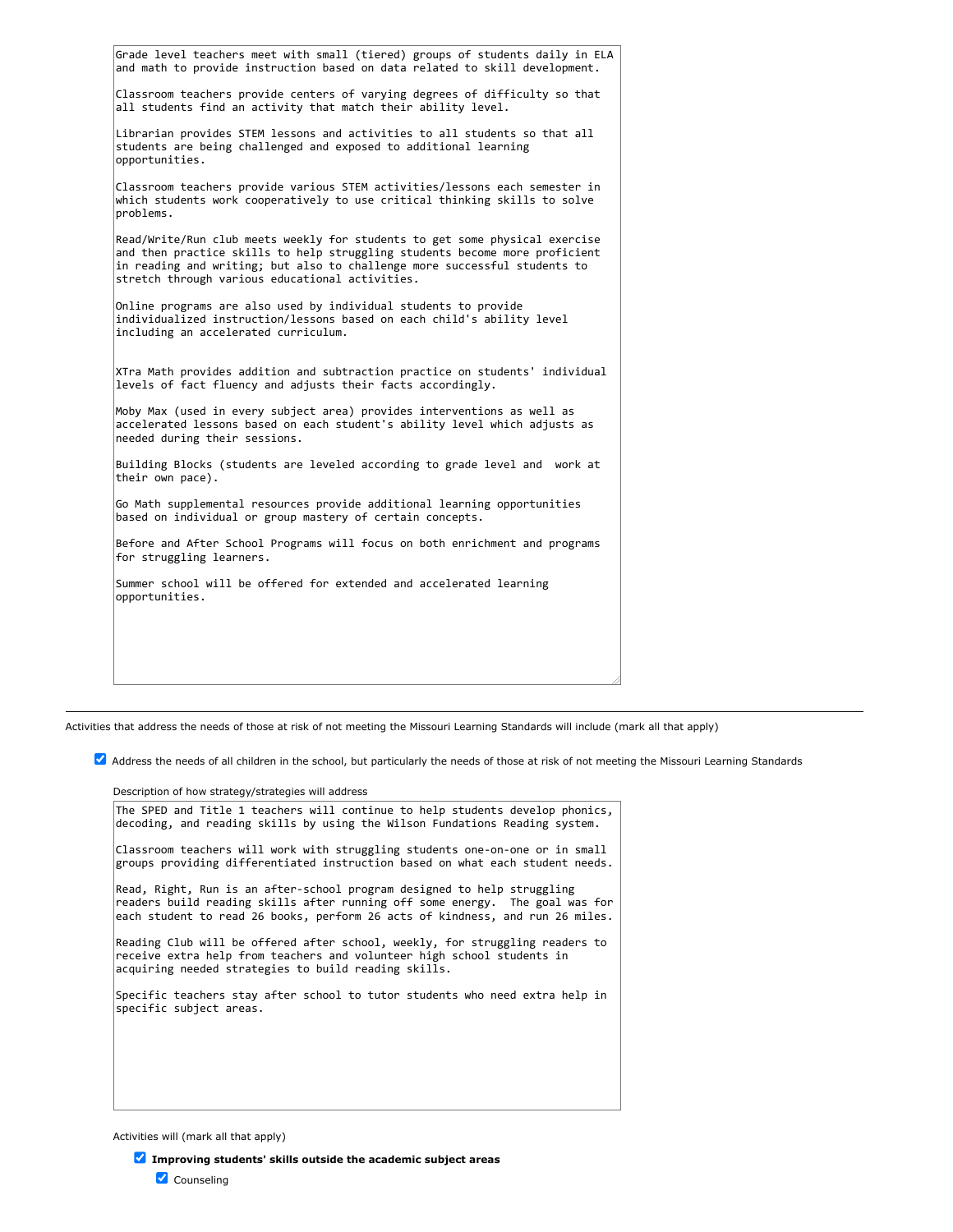Grade level teachers meet with small (tiered) groups of students daily in ELA and math to provide instruction based on data related to skill development.

Classroom teachers provide centers of varying degrees of difficulty so that all students find an activity that match their ability level.

Librarian provides STEM lessons and activities to all students so that all students are being challenged and exposed to additional learning opportunities.

Classroom teachers provide various STEM activities/lessons each semester in which students work cooperatively to use critical thinking skills to solve problems.

Read/Write/Run club meets weekly for students to get some physical exercise and then practice skills to help struggling students become more proficient in reading and writing; but also to challenge more successful students to stretch through various educational activities.

Online programs are also used by individual students to provide individualized instruction/lessons based on each child's ability level including an accelerated curriculum.

XTra Math provides addition and subtraction practice on students' individual levels of fact fluency and adjusts their facts accordingly.

Moby Max (used in every subject area) provides interventions as well as accelerated lessons based on each student's ability level which adjusts as needed during their sessions.

Building Blocks (students are leveled according to grade level and work at their own pace).

Go Math supplemental resources provide additional learning opportunities based on individual or group mastery of certain concepts.

Before and After School Programs will focus on both enrichment and programs for struggling learners.

Summer school will be offered for extended and accelerated learning opportunities.

---

Activities that address the needs of those at risk of not meeting the Missouri Learning Standards will include (mark all that apply)

☑ Address the needs of all children in the school, but particularly the needs of those at risk of not meeting the Missouri Learning Standards

Description of how strategy/strategies will address

The SPED and Title 1 teachers will continue to help students develop phonics, decoding, and reading skills by using the Wilson Fundations Reading system.

Classroom teachers will work with struggling students one-on-one or in small groups providing differentiated instruction based on what each student needs.

Read, Right, Run is an after-school program designed to help struggling readers build reading skills after running off some energy. The goal was for each student to read 26 books, perform 26 acts of kindness, and run 26 miles.

Reading Club will be offered after school, weekly, for struggling readers to receive extra help from teachers and volunteer high school students in acquiring needed strategies to build reading skills.

Specific teachers stay after school to tutor students who need extra help in specific subject areas.

Activities will (mark all that apply)

☑ **Improving students' skills outside the academic subject areas**

☑ Counseling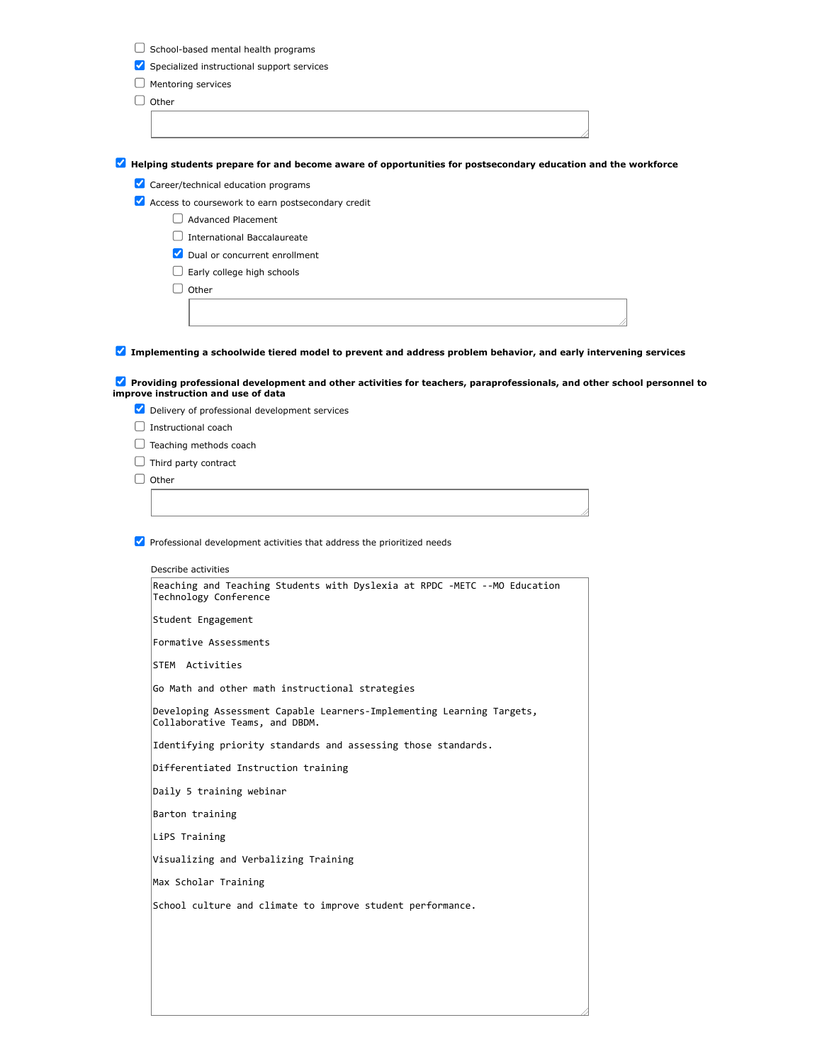- [ ] School-based mental health programs
- [x] Specialized instructional support services
- [ ] Mentoring services
- [ ] Other

- [x] **Helping students prepare for and become aware of opportunities for postsecondary education and the workforce**
  - [x] Career/technical education programs
  - [x] Access to coursework to earn postsecondary credit
    - [ ] Advanced Placement
    - [ ] International Baccalaureate
    - [x] Dual or concurrent enrollment
    - [ ] Early college high schools
    - [ ] Other

- [x] **Implementing a schoolwide tiered model to prevent and address problem behavior, and early intervening services**

- [x] **Providing professional development and other activities for teachers, paraprofessionals, and other school personnel to improve instruction and use of data**
  - [x] Delivery of professional development services
  - [ ] Instructional coach
  - [ ] Teaching methods coach
  - [ ] Third party contract
  - [ ] Other

  - [x] Professional development activities that address the prioritized needs

Describe activities

```
Reaching and Teaching Students with Dyslexia at RPDC -METC --MO Education
Technology Conference

Student Engagement

Formative Assessments

STEM  Activities

Go Math and other math instructional strategies

Developing Assessment Capable Learners-Implementing Learning Targets,
Collaborative Teams, and DBDM.

Identifying priority standards and assessing those standards.

Differentiated Instruction training

Daily 5 training webinar

Barton training

LiPS Training

Visualizing and Verbalizing Training

Max Scholar Training

School culture and climate to improve student performance.
```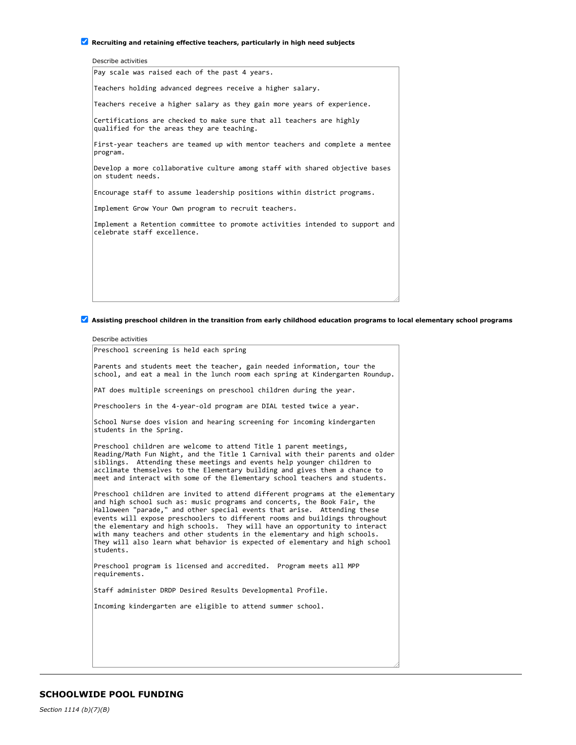- [x] **Recruiting and retaining effective teachers, particularly in high need subjects**

Describe activities

```
Pay scale was raised each of the past 4 years.

Teachers holding advanced degrees receive a higher salary.

Teachers receive a higher salary as they gain more years of experience.

Certifications are checked to make sure that all teachers are highly
qualified for the areas they are teaching.

First-year teachers are teamed up with mentor teachers and complete a mentee
program.

Develop a more collaborative culture among staff with shared objective bases
on student needs.

Encourage staff to assume leadership positions within district programs.

Implement Grow Your Own program to recruit teachers.

Implement a Retention committee to promote activities intended to support and
celebrate staff excellence.
```

- [x] **Assisting preschool children in the transition from early childhood education programs to local elementary school programs**

Describe activities

```
Preschool screening is held each spring

Parents and students meet the teacher, gain needed information, tour the
school, and eat a meal in the lunch room each spring at Kindergarten Roundup.

PAT does multiple screenings on preschool children during the year.

Preschoolers in the 4-year-old program are DIAL tested twice a year.

School Nurse does vision and hearing screening for incoming kindergarten
students in the Spring.

Preschool children are welcome to attend Title 1 parent meetings,
Reading/Math Fun Night, and the Title 1 Carnival with their parents and older
siblings.  Attending these meetings and events help younger children to
acclimate themselves to the Elementary building and gives them a chance to
meet and interact with some of the Elementary school teachers and students.

Preschool children are invited to attend different programs at the elementary
and high school such as: music programs and concerts, the Book Fair, the
Halloween "parade," and other special events that arise.  Attending these
events will expose preschoolers to different rooms and buildings throughout
the elementary and high schools.  They will have an opportunity to interact
with many teachers and other students in the elementary and high schools.
They will also learn what behavior is expected of elementary and high school
students.

Preschool program is licensed and accredited.  Program meets all MPP
requirements.

Staff administer DRDP Desired Results Developmental Profile.

Incoming kindergarten are eligible to attend summer school.
```

---

## SCHOOLWIDE POOL FUNDING

*Section 1114 (b)(7)(B)*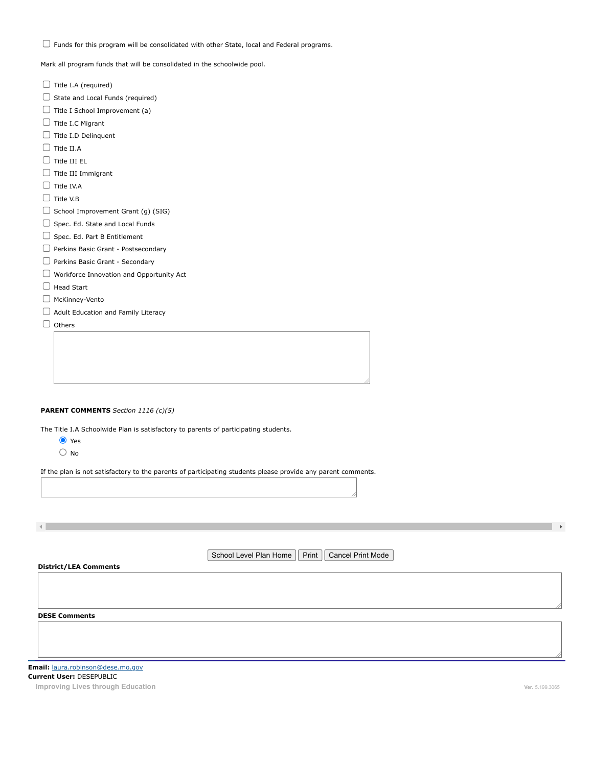- [ ] Funds for this program will be consolidated with other State, local and Federal programs.

Mark all program funds that will be consolidated in the schoolwide pool.

- [ ] Title I.A (required)
- [ ] State and Local Funds (required)
- [ ] Title I School Improvement (a)
- [ ] Title I.C Migrant
- [ ] Title I.D Delinquent
- [ ] Title II.A
- [ ] Title III EL
- [ ] Title III Immigrant
- [ ] Title IV.A
- [ ] Title V.B
- [ ] School Improvement Grant (g) (SIG)
- [ ] Spec. Ed. State and Local Funds
- [ ] Spec. Ed. Part B Entitlement
- [ ] Perkins Basic Grant - Postsecondary
- [ ] Perkins Basic Grant - Secondary
- [ ] Workforce Innovation and Opportunity Act
- [ ] Head Start
- [ ] McKinney-Vento
- [ ] Adult Education and Family Literacy
- [ ] Others

**PARENT COMMENTS** *Section 1116 (c)(5)*

The Title I.A Schoolwide Plan is satisfactory to parents of participating students.

- (●) Yes
- ( ) No

If the plan is not satisfactory to the parents of participating students please provide any parent comments.

School Level Plan Home | Print | Cancel Print Mode

**District/LEA Comments**

**DESE Comments**

**Email:** laura.robinson@dese.mo.gov
**Current User:** DESEPUBLIC
Improving Lives through Education

Ver. 5.199.3065